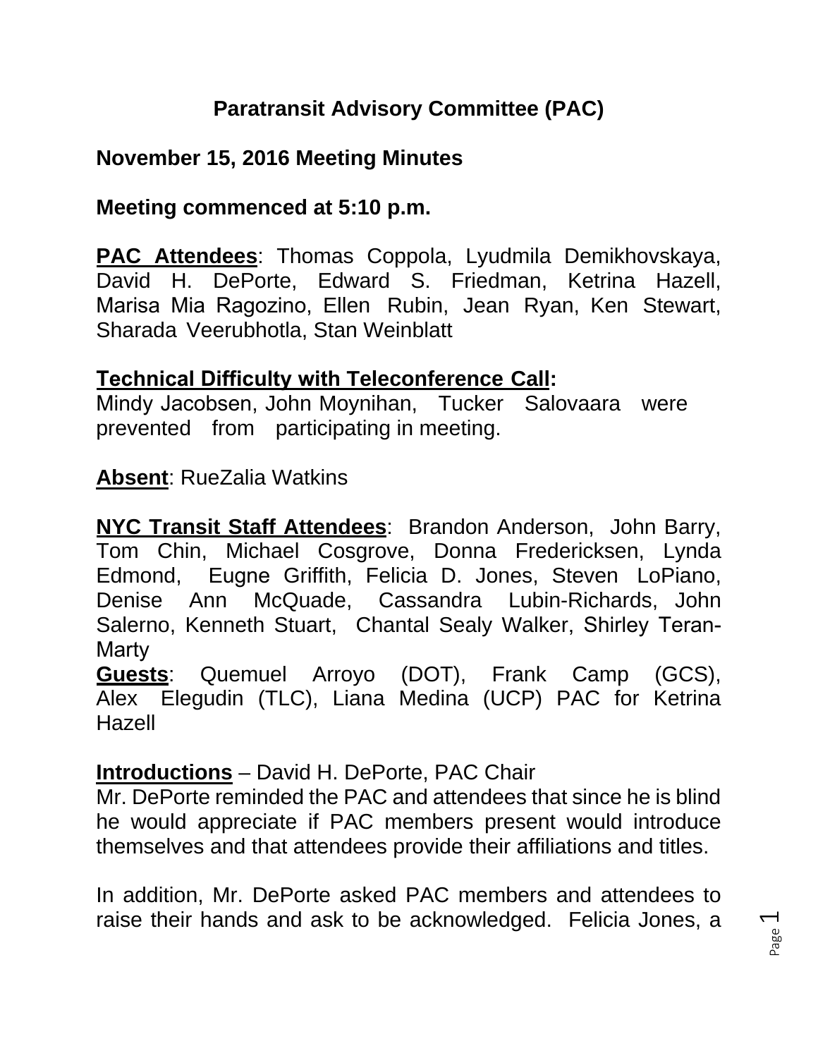# Paratransit Advisory Committee (PAC)

**November 15, 2016 Meeting Minutes**

**Meeting commenced at 5:10 p.m.**

**PAC Attendees**: Thomas Coppola, Lyudmila Demikhovskaya, David H. DePorte, Edward S. Friedman, Ketrina Hazell, Marisa Mia Ragozino, Ellen Rubin, Jean Ryan, Ken Stewart, Sharada Veerubhotla, Stan Weinblatt

**Technical Difficulty with Teleconference Call:**
Mindy Jacobsen, John Moynihan, Tucker Salovaara were prevented from participating in meeting.

**Absent**: RueZalia Watkins

**NYC Transit Staff Attendees**: Brandon Anderson, John Barry, Tom Chin, Michael Cosgrove, Donna Fredericksen, Lynda Edmond, Eugne Griffith, Felicia D. Jones, Steven LoPiano, Denise Ann McQuade, Cassandra Lubin-Richards, John Salerno, Kenneth Stuart, Chantal Sealy Walker, Shirley Teran-Marty

**Guests**: Quemuel Arroyo (DOT), Frank Camp (GCS), Alex Elegudin (TLC), Liana Medina (UCP) PAC for Ketrina Hazell

**Introductions** – David H. DePorte, PAC Chair

Mr. DePorte reminded the PAC and attendees that since he is blind he would appreciate if PAC members present would introduce themselves and that attendees provide their affiliations and titles.

In addition, Mr. DePorte asked PAC members and attendees to raise their hands and ask to be acknowledged. Felicia Jones, a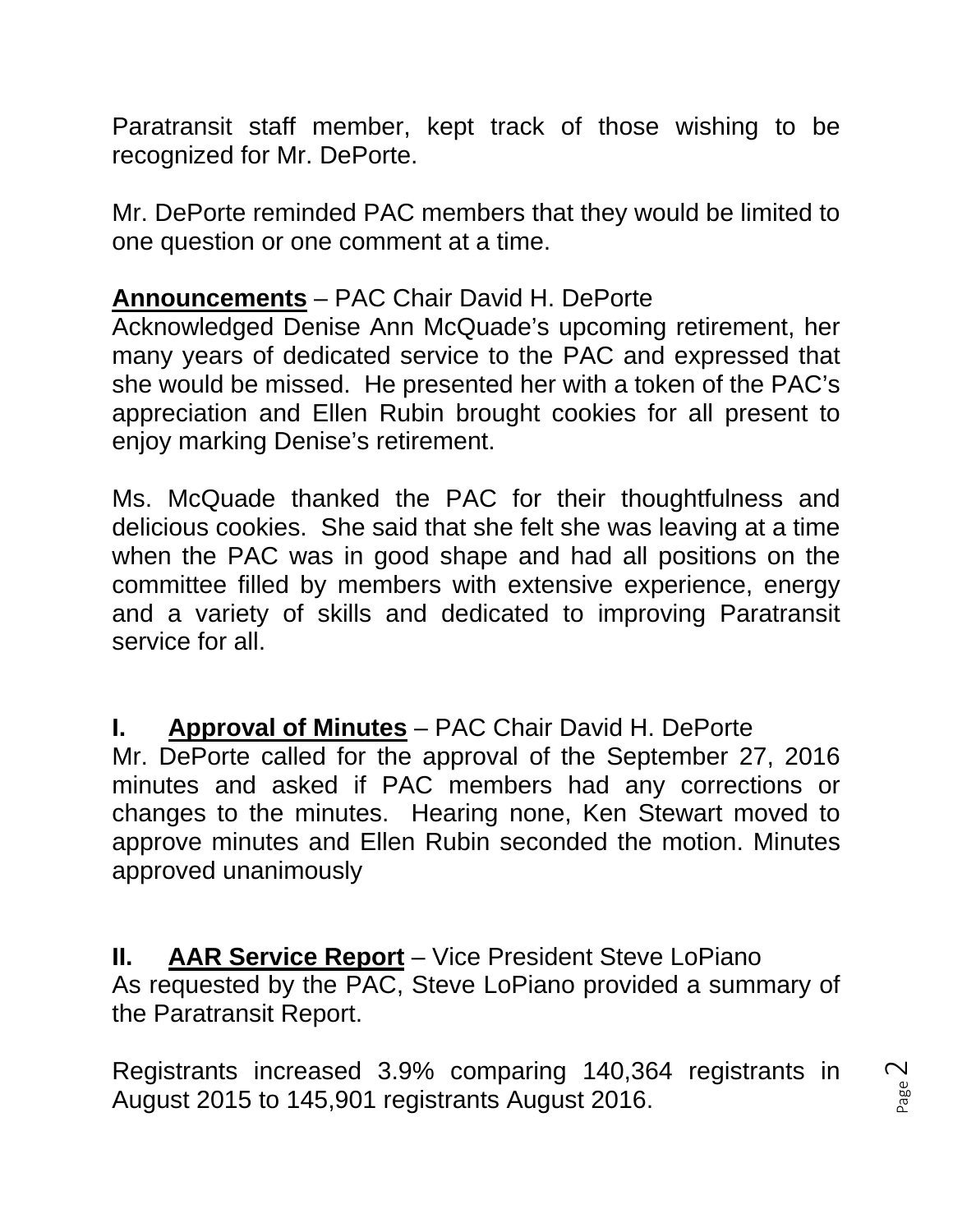Paratransit staff member, kept track of those wishing to be recognized for Mr. DePorte.

Mr. DePorte reminded PAC members that they would be limited to one question or one comment at a time.

**Announcements** – PAC Chair David H. DePorte
Acknowledged Denise Ann McQuade's upcoming retirement, her many years of dedicated service to the PAC and expressed that she would be missed. He presented her with a token of the PAC's appreciation and Ellen Rubin brought cookies for all present to enjoy marking Denise's retirement.

Ms. McQuade thanked the PAC for their thoughtfulness and delicious cookies. She said that she felt she was leaving at a time when the PAC was in good shape and had all positions on the committee filled by members with extensive experience, energy and a variety of skills and dedicated to improving Paratransit service for all.

## I. Approval of Minutes – PAC Chair David H. DePorte

Mr. DePorte called for the approval of the September 27, 2016 minutes and asked if PAC members had any corrections or changes to the minutes. Hearing none, Ken Stewart moved to approve minutes and Ellen Rubin seconded the motion. Minutes approved unanimously

## II. AAR Service Report – Vice President Steve LoPiano

As requested by the PAC, Steve LoPiano provided a summary of the Paratransit Report.

Registrants increased 3.9% comparing 140,364 registrants in August 2015 to 145,901 registrants August 2016.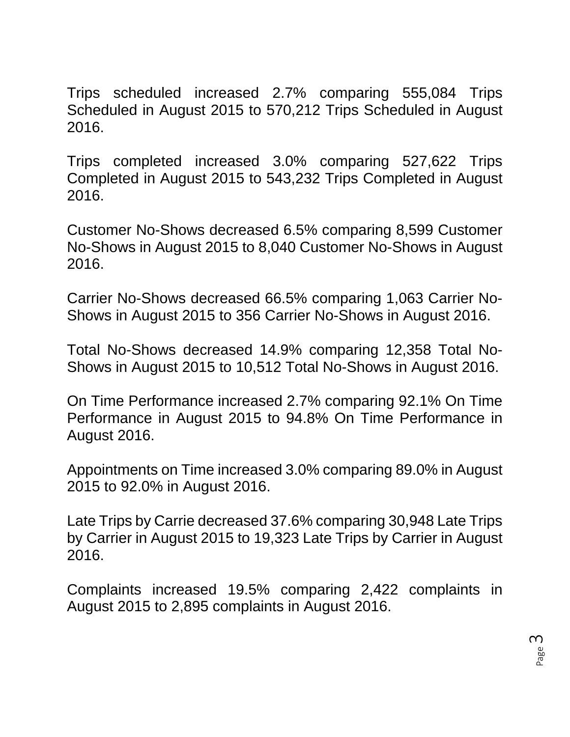Trips scheduled increased 2.7% comparing 555,084 Trips Scheduled in August 2015 to 570,212 Trips Scheduled in August 2016.

Trips completed increased 3.0% comparing 527,622 Trips Completed in August 2015 to 543,232 Trips Completed in August 2016.

Customer No-Shows decreased 6.5% comparing 8,599 Customer No-Shows in August 2015 to 8,040 Customer No-Shows in August 2016.

Carrier No-Shows decreased 66.5% comparing 1,063 Carrier No-Shows in August 2015 to 356 Carrier No-Shows in August 2016.

Total No-Shows decreased 14.9% comparing 12,358 Total No-Shows in August 2015 to 10,512 Total No-Shows in August 2016.

On Time Performance increased 2.7% comparing 92.1% On Time Performance in August 2015 to 94.8% On Time Performance in August 2016.

Appointments on Time increased 3.0% comparing 89.0% in August 2015 to 92.0% in August 2016.

Late Trips by Carrie decreased 37.6% comparing 30,948 Late Trips by Carrier in August 2015 to 19,323 Late Trips by Carrier in August 2016.

Complaints increased 19.5% comparing 2,422 complaints in August 2015 to 2,895 complaints in August 2016.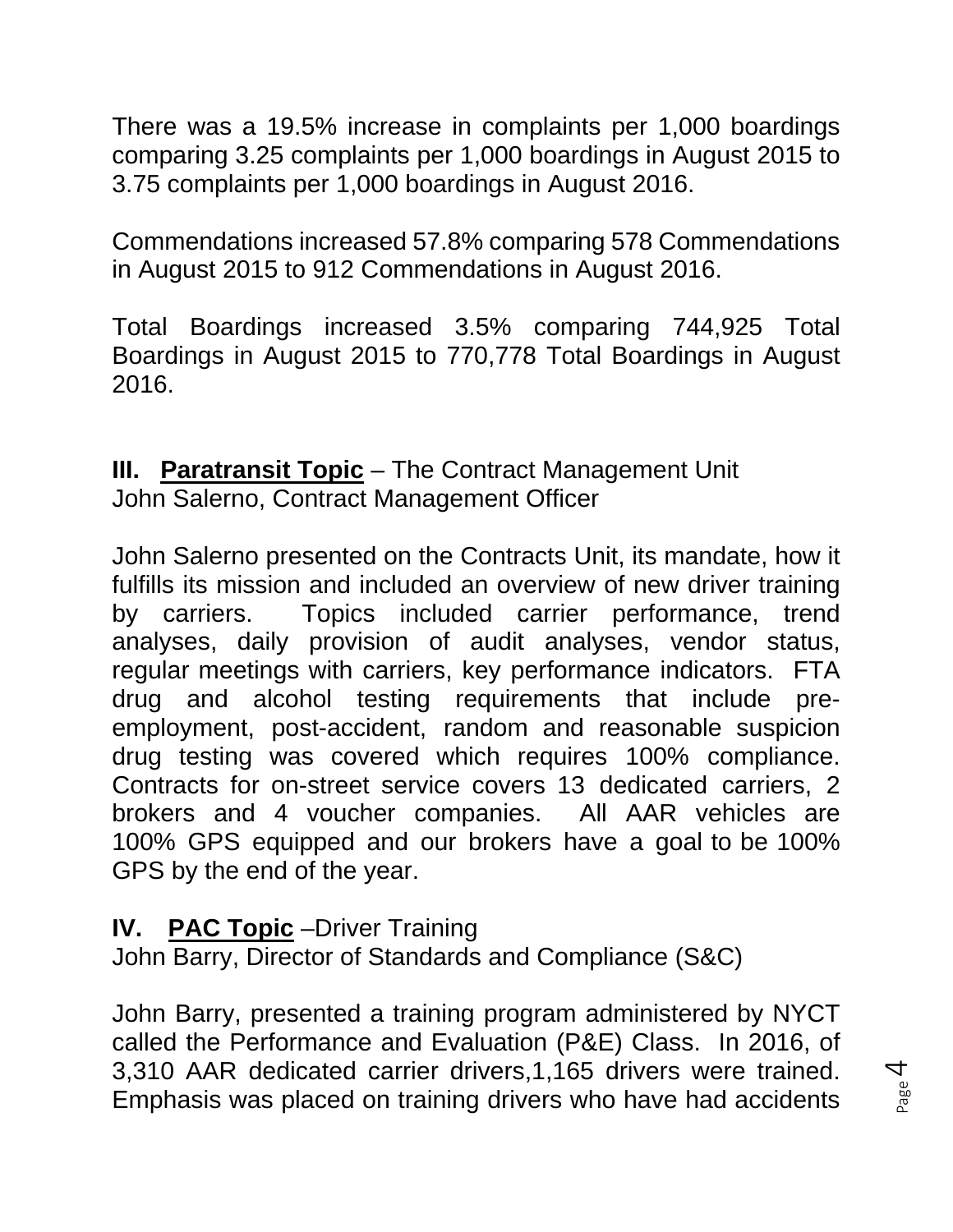There was a 19.5% increase in complaints per 1,000 boardings comparing 3.25 complaints per 1,000 boardings in August 2015 to 3.75 complaints per 1,000 boardings in August 2016.

Commendations increased 57.8% comparing 578 Commendations in August 2015 to 912 Commendations in August 2016.

Total Boardings increased 3.5% comparing 744,925 Total Boardings in August 2015 to 770,778 Total Boardings in August 2016.

**III. <u>Paratransit Topic</u>** – The Contract Management Unit
John Salerno, Contract Management Officer

John Salerno presented on the Contracts Unit, its mandate, how it fulfills its mission and included an overview of new driver training by carriers. Topics included carrier performance, trend analyses, daily provision of audit analyses, vendor status, regular meetings with carriers, key performance indicators. FTA drug and alcohol testing requirements that include pre-employment, post-accident, random and reasonable suspicion drug testing was covered which requires 100% compliance. Contracts for on-street service covers 13 dedicated carriers, 2 brokers and 4 voucher companies. All AAR vehicles are 100% GPS equipped and our brokers have a goal to be 100% GPS by the end of the year.

**IV. <u>PAC Topic</u>** –Driver Training
John Barry, Director of Standards and Compliance (S&C)

John Barry, presented a training program administered by NYCT called the Performance and Evaluation (P&E) Class. In 2016, of 3,310 AAR dedicated carrier drivers,1,165 drivers were trained. Emphasis was placed on training drivers who have had accidents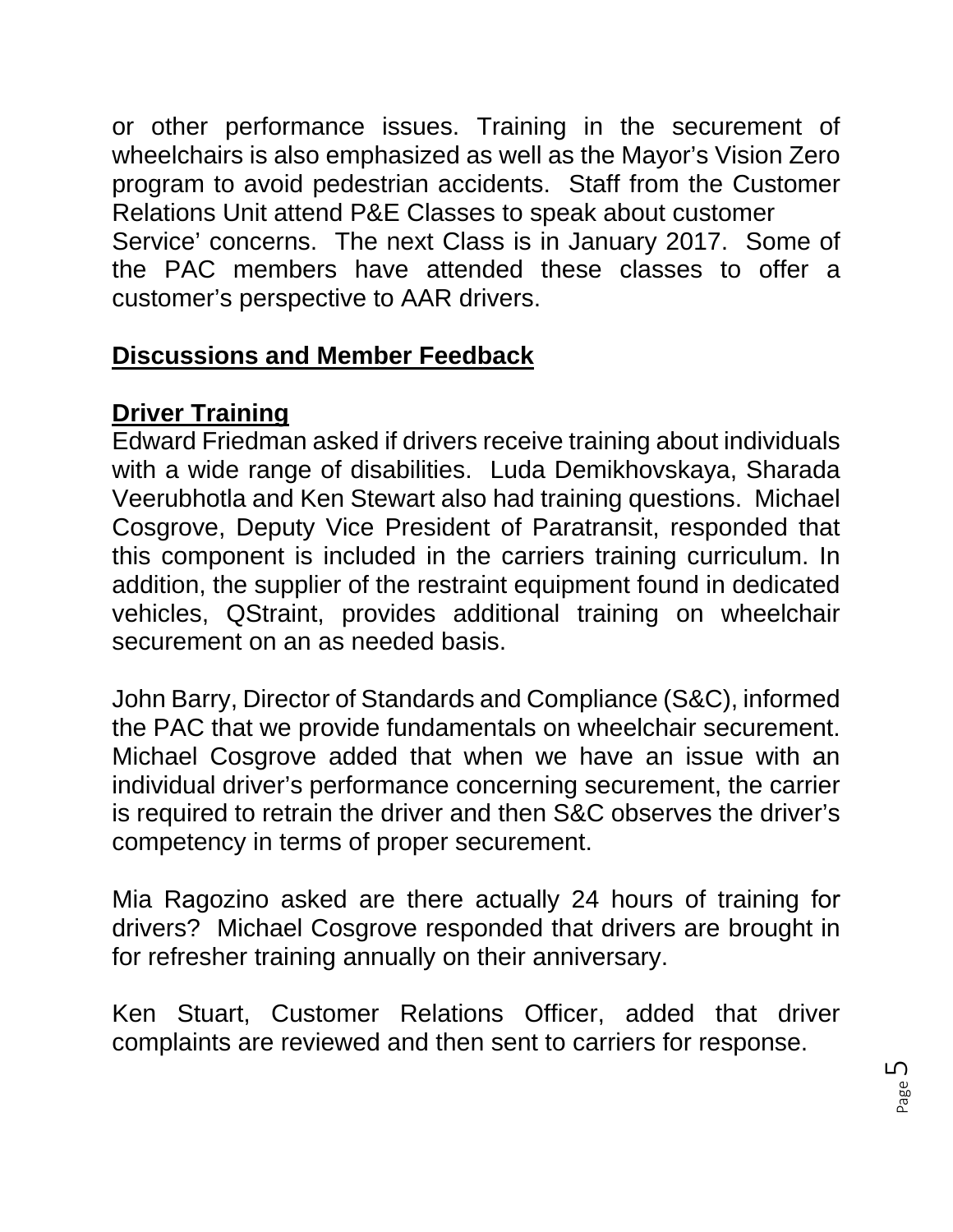or other performance issues. Training in the securement of wheelchairs is also emphasized as well as the Mayor's Vision Zero program to avoid pedestrian accidents. Staff from the Customer Relations Unit attend P&E Classes to speak about customer Service' concerns. The next Class is in January 2017. Some of the PAC members have attended these classes to offer a customer's perspective to AAR drivers.

## **Discussions and Member Feedback**

### **Driver Training**

Edward Friedman asked if drivers receive training about individuals with a wide range of disabilities. Luda Demikhovskaya, Sharada Veerubhotla and Ken Stewart also had training questions. Michael Cosgrove, Deputy Vice President of Paratransit, responded that this component is included in the carriers training curriculum. In addition, the supplier of the restraint equipment found in dedicated vehicles, QStraint, provides additional training on wheelchair securement on an as needed basis.

John Barry, Director of Standards and Compliance (S&C), informed the PAC that we provide fundamentals on wheelchair securement. Michael Cosgrove added that when we have an issue with an individual driver's performance concerning securement, the carrier is required to retrain the driver and then S&C observes the driver's competency in terms of proper securement.

Mia Ragozino asked are there actually 24 hours of training for drivers? Michael Cosgrove responded that drivers are brought in for refresher training annually on their anniversary.

Ken Stuart, Customer Relations Officer, added that driver complaints are reviewed and then sent to carriers for response.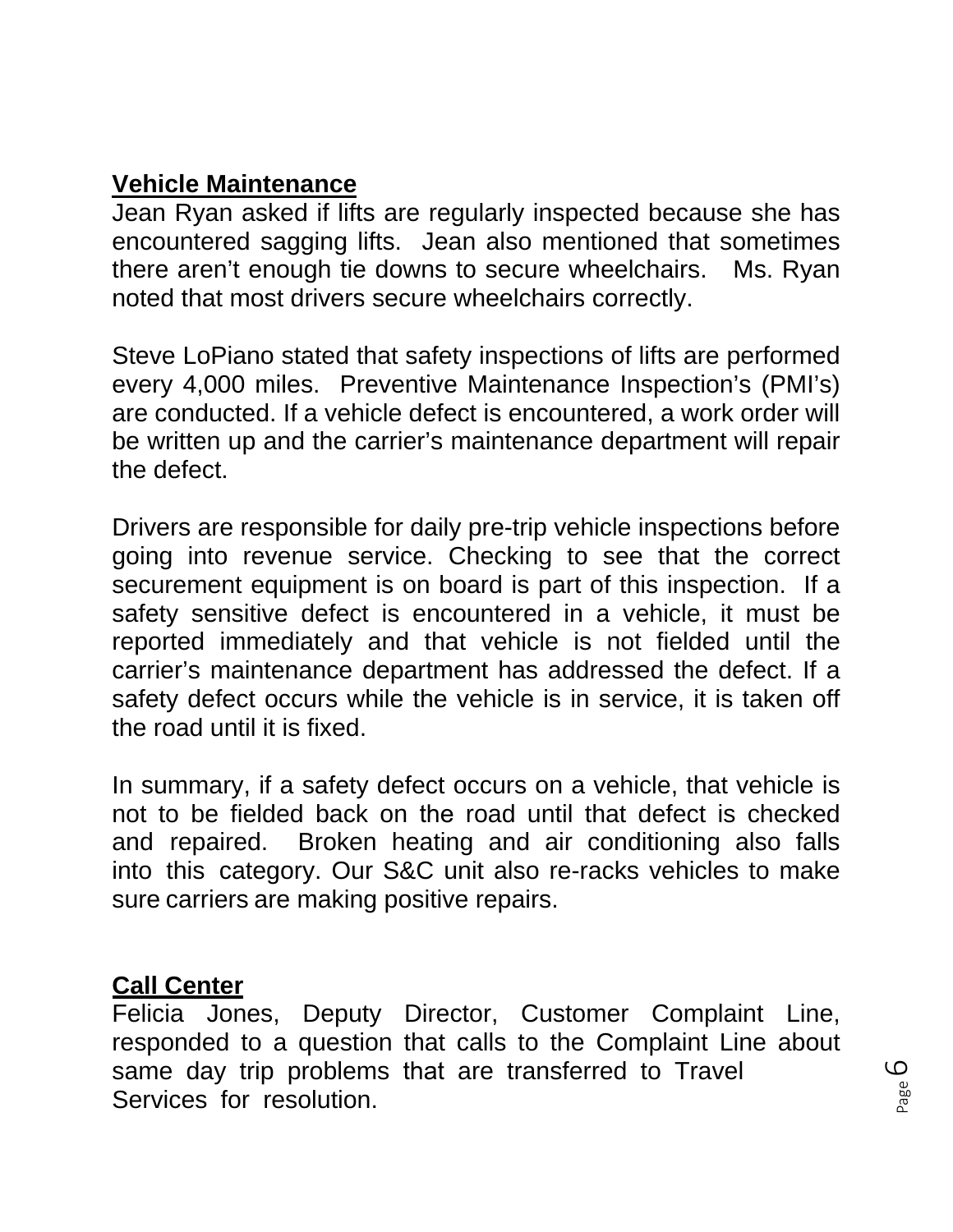**Vehicle Maintenance**

Jean Ryan asked if lifts are regularly inspected because she has encountered sagging lifts. Jean also mentioned that sometimes there aren't enough tie downs to secure wheelchairs. Ms. Ryan noted that most drivers secure wheelchairs correctly.

Steve LoPiano stated that safety inspections of lifts are performed every 4,000 miles. Preventive Maintenance Inspection's (PMI's) are conducted. If a vehicle defect is encountered, a work order will be written up and the carrier's maintenance department will repair the defect.

Drivers are responsible for daily pre-trip vehicle inspections before going into revenue service. Checking to see that the correct securement equipment is on board is part of this inspection. If a safety sensitive defect is encountered in a vehicle, it must be reported immediately and that vehicle is not fielded until the carrier's maintenance department has addressed the defect. If a safety defect occurs while the vehicle is in service, it is taken off the road until it is fixed.

In summary, if a safety defect occurs on a vehicle, that vehicle is not to be fielded back on the road until that defect is checked and repaired. Broken heating and air conditioning also falls into this category. Our S&C unit also re-racks vehicles to make sure carriers are making positive repairs.

**Call Center**

Felicia Jones, Deputy Director, Customer Complaint Line, responded to a question that calls to the Complaint Line about same day trip problems that are transferred to Travel Services for resolution.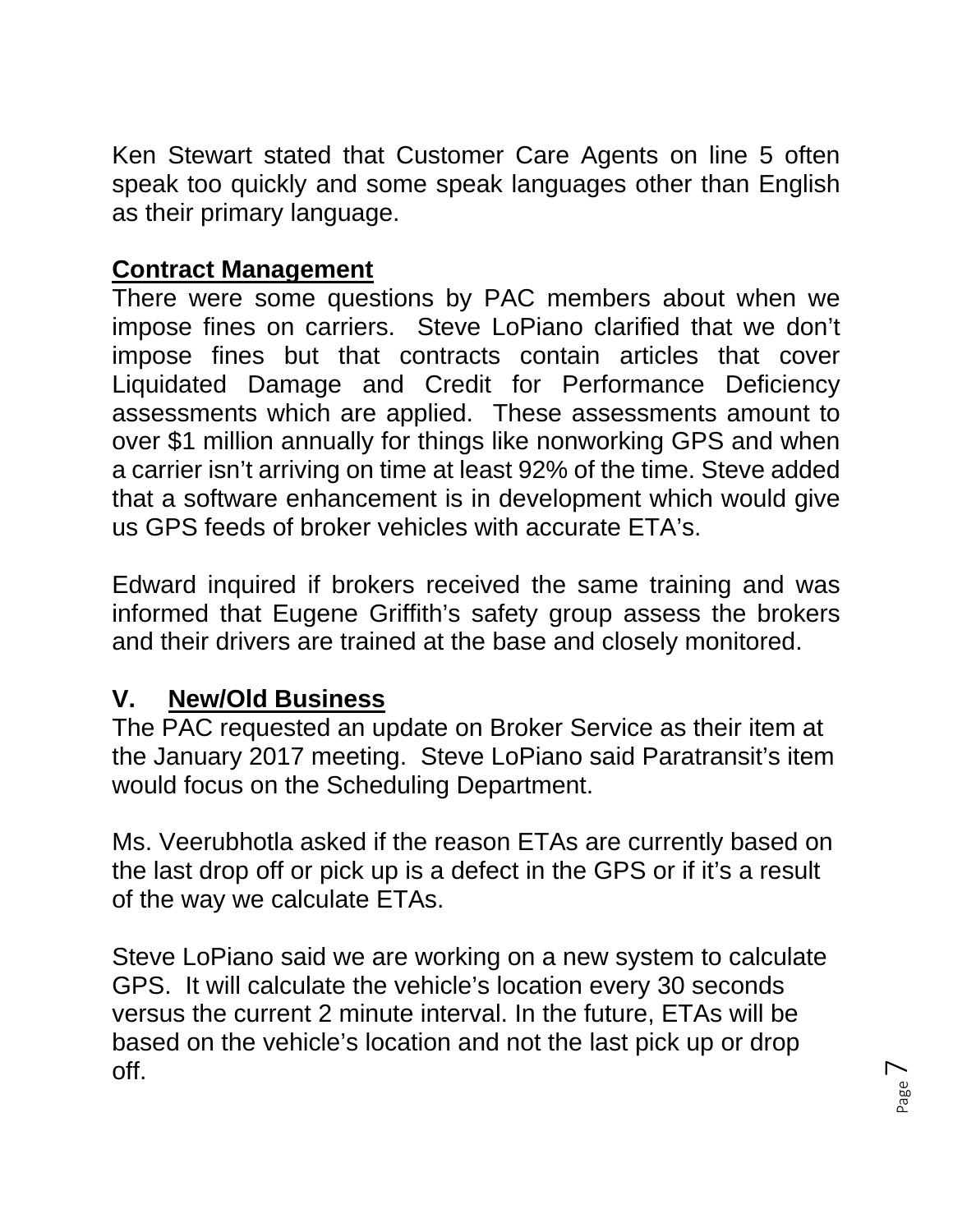Ken Stewart stated that Customer Care Agents on line 5 often speak too quickly and some speak languages other than English as their primary language.

**Contract Management**

There were some questions by PAC members about when we impose fines on carriers. Steve LoPiano clarified that we don't impose fines but that contracts contain articles that cover Liquidated Damage and Credit for Performance Deficiency assessments which are applied. These assessments amount to over $1 million annually for things like nonworking GPS and when a carrier isn't arriving on time at least 92% of the time. Steve added that a software enhancement is in development which would give us GPS feeds of broker vehicles with accurate ETA's.

Edward inquired if brokers received the same training and was informed that Eugene Griffith's safety group assess the brokers and their drivers are trained at the base and closely monitored.

## V. New/Old Business

The PAC requested an update on Broker Service as their item at the January 2017 meeting. Steve LoPiano said Paratransit's item would focus on the Scheduling Department.

Ms. Veerubhotla asked if the reason ETAs are currently based on the last drop off or pick up is a defect in the GPS or if it's a result of the way we calculate ETAs.

Steve LoPiano said we are working on a new system to calculate GPS. It will calculate the vehicle's location every 30 seconds versus the current 2 minute interval. In the future, ETAs will be based on the vehicle's location and not the last pick up or drop off.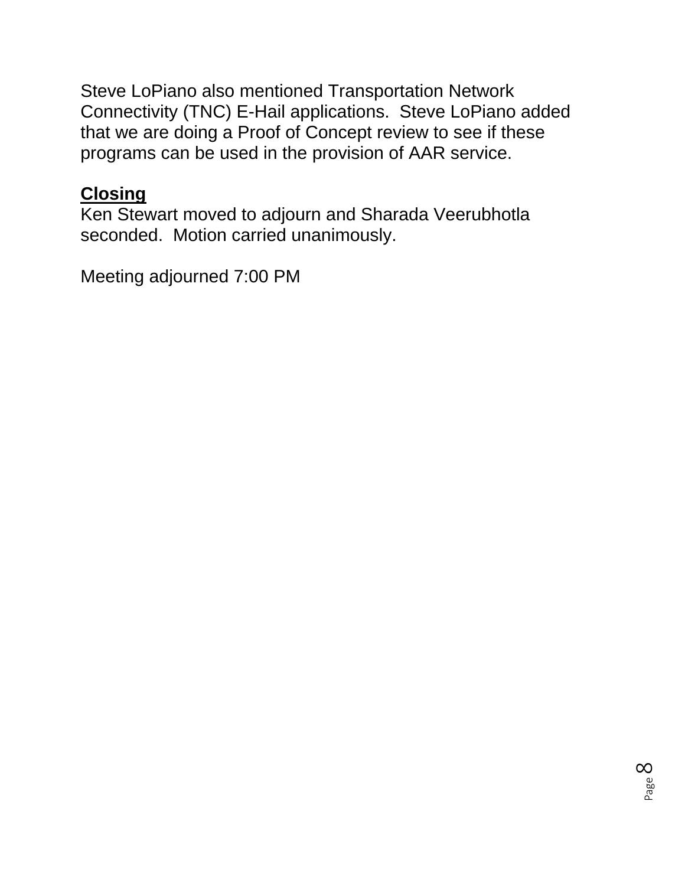Steve LoPiano also mentioned Transportation Network Connectivity (TNC) E-Hail applications. Steve LoPiano added that we are doing a Proof of Concept review to see if these programs can be used in the provision of AAR service.

**Closing**

Ken Stewart moved to adjourn and Sharada Veerubhotla seconded. Motion carried unanimously.

Meeting adjourned 7:00 PM